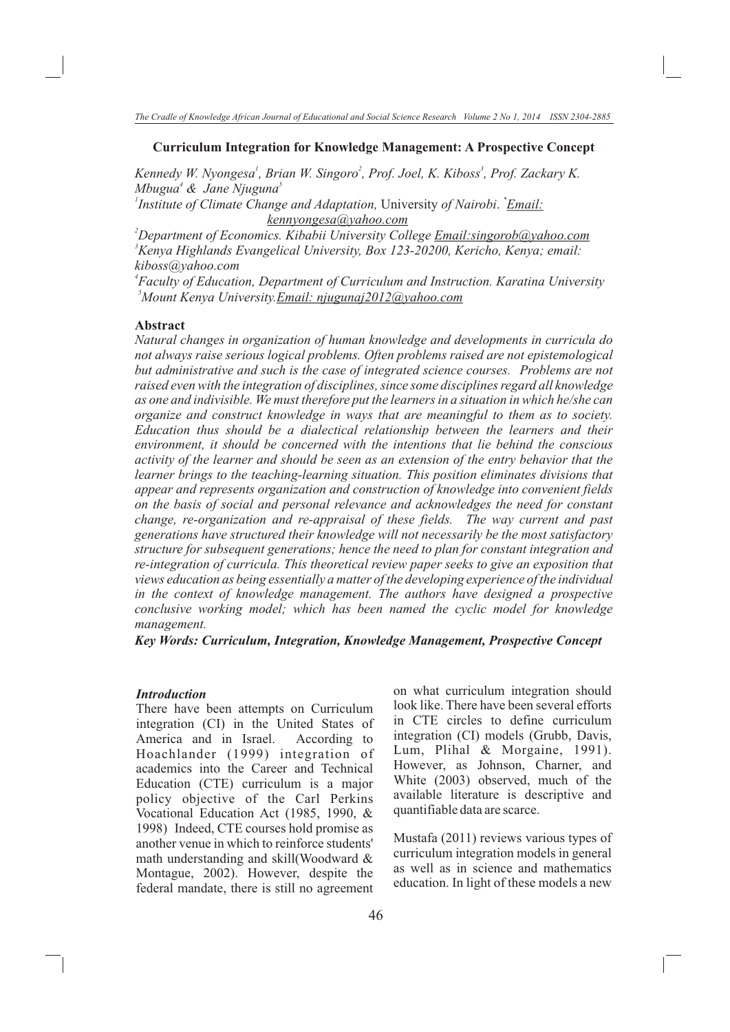## Curriculum Integration for Knowledge Management: A Prospective Concept

*Kennedy W. Nyongesa*[1], *Brian W. Singoro*[2], *Prof. Joel, K. Kiboss*[3], *Prof. Zackary K. Mbugua*[4] *& Jane Njuguna*[5]

[1]*Institute of Climate Change and Adaptation,* University *of Nairobi*. [*]*Email: kennyongesa@yahoo.com*

[2]*Department of Economics. Kibabii University College Email:singorob@yahoo.com*

[3]*Kenya Highlands Evangelical University, Box 123-20200, Kericho, Kenya; email: kiboss@yahoo.com*

[4]*Faculty of Education, Department of Curriculum and Instruction. Karatina University*

[5]*Mount Kenya University.Email: njugunaj2012@yahoo.com*

### Abstract

*Natural changes in organization of human knowledge and developments in curricula do not always raise serious logical problems. Often problems raised are not epistemological but administrative and such is the case of integrated science courses. Problems are not raised even with the integration of disciplines, since some disciplines regard all knowledge as one and indivisible. We must therefore put the learners in a situation in which he/she can organize and construct knowledge in ways that are meaningful to them as to society. Education thus should be a dialectical relationship between the learners and their environment, it should be concerned with the intentions that lie behind the conscious activity of the learner and should be seen as an extension of the entry behavior that the learner brings to the teaching-learning situation. This position eliminates divisions that appear and represents organization and construction of knowledge into convenient fields on the basis of social and personal relevance and acknowledges the need for constant change, re-organization and re-appraisal of these fields. The way current and past generations have structured their knowledge will not necessarily be the most satisfactory structure for subsequent generations; hence the need to plan for constant integration and re-integration of curricula. This theoretical review paper seeks to give an exposition that views education as being essentially a matter of the developing experience of the individual in the context of knowledge management. The authors have designed a prospective conclusive working model; which has been named the cyclic model for knowledge management.*

***Key Words: Curriculum, Integration, Knowledge Management, Prospective Concept***

### *Introduction*

There have been attempts on Curriculum integration (CI) in the United States of America and in Israel. According to Hoachlander (1999) integration of academics into the Career and Technical Education (CTE) curriculum is a major policy objective of the Carl Perkins Vocational Education Act (1985, 1990, & 1998) Indeed, CTE courses hold promise as another venue in which to reinforce students' math understanding and skill(Woodward & Montague, 2002). However, despite the federal mandate, there is still no agreement on what curriculum integration should look like. There have been several efforts in CTE circles to define curriculum integration (CI) models (Grubb, Davis, Lum, Plihal & Morgaine, 1991). However, as Johnson, Charner, and White (2003) observed, much of the available literature is descriptive and quantifiable data are scarce.

Mustafa (2011) reviews various types of curriculum integration models in general as well as in science and mathematics education. In light of these models a new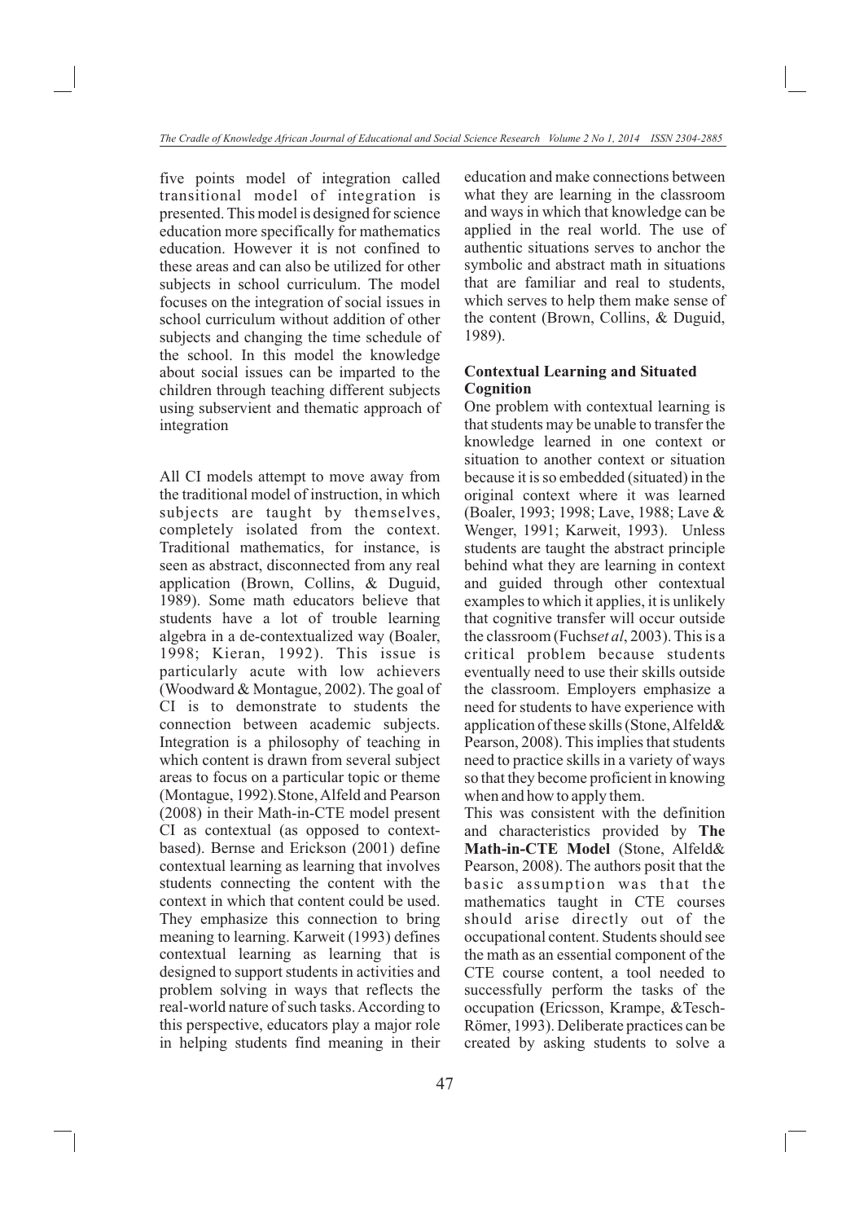five points model of integration called transitional model of integration is presented. This model is designed for science education more specifically for mathematics education. However it is not confined to these areas and can also be utilized for other subjects in school curriculum. The model focuses on the integration of social issues in school curriculum without addition of other subjects and changing the time schedule of the school. In this model the knowledge about social issues can be imparted to the children through teaching different subjects using subservient and thematic approach of integration

All CI models attempt to move away from the traditional model of instruction, in which subjects are taught by themselves, completely isolated from the context. Traditional mathematics, for instance, is seen as abstract, disconnected from any real application (Brown, Collins, & Duguid, 1989). Some math educators believe that students have a lot of trouble learning algebra in a de-contextualized way (Boaler, 1998; Kieran, 1992). This issue is particularly acute with low achievers (Woodward & Montague, 2002). The goal of CI is to demonstrate to students the connection between academic subjects. Integration is a philosophy of teaching in which content is drawn from several subject areas to focus on a particular topic or theme (Montague, 1992). Stone, Alfeld and Pearson (2008) in their Math-in-CTE model present CI as contextual (as opposed to context-based). Bernse and Erickson (2001) define contextual learning as learning that involves students connecting the content with the context in which that content could be used. They emphasize this connection to bring meaning to learning. Karweit (1993) defines contextual learning as learning that is designed to support students in activities and problem solving in ways that reflects the real-world nature of such tasks. According to this perspective, educators play a major role in helping students find meaning in their education and make connections between what they are learning in the classroom and ways in which that knowledge can be applied in the real world. The use of authentic situations serves to anchor the symbolic and abstract math in situations that are familiar and real to students, which serves to help them make sense of the content (Brown, Collins, & Duguid, 1989).

**Contextual Learning and Situated Cognition**

One problem with contextual learning is that students may be unable to transfer the knowledge learned in one context or situation to another context or situation because it is so embedded (situated) in the original context where it was learned (Boaler, 1993; 1998; Lave, 1988; Lave & Wenger, 1991; Karweit, 1993). Unless students are taught the abstract principle behind what they are learning in context and guided through other contextual examples to which it applies, it is unlikely that cognitive transfer will occur outside the classroom (Fuchs*et al*, 2003). This is a critical problem because students eventually need to use their skills outside the classroom. Employers emphasize a need for students to have experience with application of these skills (Stone, Alfeld& Pearson, 2008). This implies that students need to practice skills in a variety of ways so that they become proficient in knowing when and how to apply them.

This was consistent with the definition and characteristics provided by **The Math-in-CTE Model** (Stone, Alfeld& Pearson, 2008). The authors posit that the basic assumption was that the mathematics taught in CTE courses should arise directly out of the occupational content. Students should see the math as an essential component of the CTE course content, a tool needed to successfully perform the tasks of the occupation **(**Ericsson, Krampe, &Tesch-Römer, 1993). Deliberate practices can be created by asking students to solve a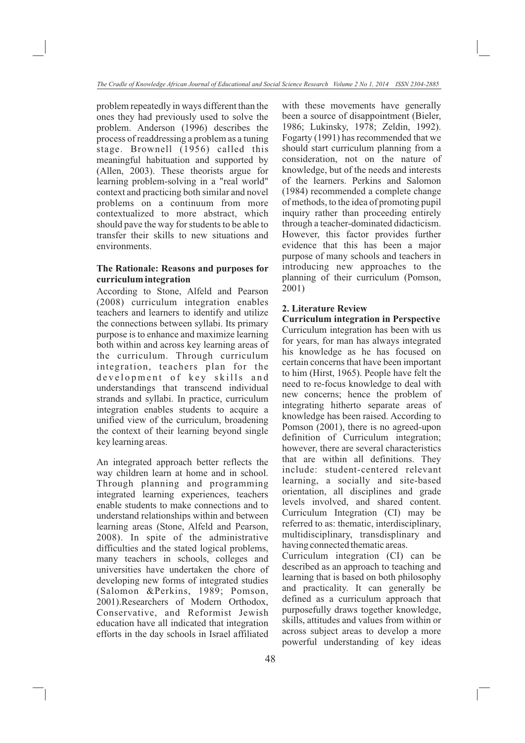problem repeatedly in ways different than the ones they had previously used to solve the problem. Anderson (1996) describes the process of readdressing a problem as a tuning stage. Brownell (1956) called this meaningful habituation and supported by (Allen, 2003). These theorists argue for learning problem-solving in a "real world" context and practicing both similar and novel problems on a continuum from more contextualized to more abstract, which should pave the way for students to be able to transfer their skills to new situations and environments.

**The Rationale: Reasons and purposes for curriculum integration**

According to Stone, Alfeld and Pearson (2008) curriculum integration enables teachers and learners to identify and utilize the connections between syllabi. Its primary purpose is to enhance and maximize learning both within and across key learning areas of the curriculum. Through curriculum integration, teachers plan for the development of key skills and understandings that transcend individual strands and syllabi. In practice, curriculum integration enables students to acquire a unified view of the curriculum, broadening the context of their learning beyond single key learning areas.

An integrated approach better reflects the way children learn at home and in school. Through planning and programming integrated learning experiences, teachers enable students to make connections and to understand relationships within and between learning areas (Stone, Alfeld and Pearson, 2008). In spite of the administrative difficulties and the stated logical problems, many teachers in schools, colleges and universities have undertaken the chore of developing new forms of integrated studies (Salomon &Perkins, 1989; Pomson, 2001).Researchers of Modern Orthodox, Conservative, and Reformist Jewish education have all indicated that integration efforts in the day schools in Israel affiliated with these movements have generally been a source of disappointment (Bieler, 1986; Lukinsky, 1978; Zeldin, 1992). Fogarty (1991) has recommended that we should start curriculum planning from a consideration, not on the nature of knowledge, but of the needs and interests of the learners. Perkins and Salomon (1984) recommended a complete change of methods, to the idea of promoting pupil inquiry rather than proceeding entirely through a teacher-dominated didacticism. However, this factor provides further evidence that this has been a major purpose of many schools and teachers in introducing new approaches to the planning of their curriculum (Pomson, 2001)

## 2. Literature Review

**Curriculum integration in Perspective**

Curriculum integration has been with us for years, for man has always integrated his knowledge as he has focused on certain concerns that have been important to him (Hirst, 1965). People have felt the need to re-focus knowledge to deal with new concerns; hence the problem of integrating hitherto separate areas of knowledge has been raised. According to Pomson (2001), there is no agreed-upon definition of Curriculum integration; however, there are several characteristics that are within all definitions. They include: student-centered relevant learning, a socially and site-based orientation, all disciplines and grade levels involved, and shared content. Curriculum Integration (CI) may be referred to as: thematic, interdisciplinary, multidisciplinary, transdisplinary and having connected thematic areas.

Curriculum integration (CI) can be described as an approach to teaching and learning that is based on both philosophy and practicality. It can generally be defined as a curriculum approach that purposefully draws together knowledge, skills, attitudes and values from within or across subject areas to develop a more powerful understanding of key ideas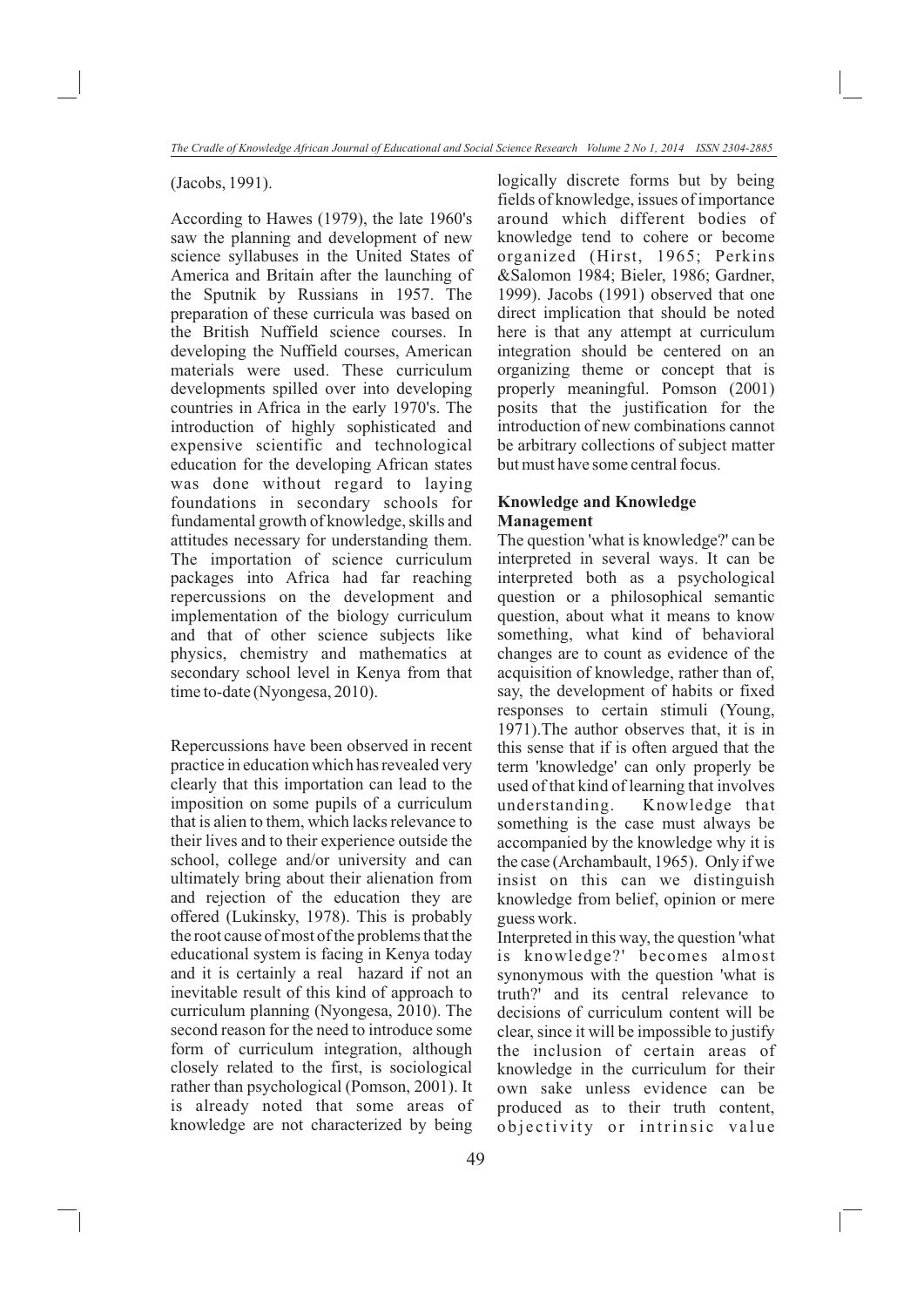(Jacobs, 1991).

According to Hawes (1979), the late 1960's saw the planning and development of new science syllabuses in the United States of America and Britain after the launching of the Sputnik by Russians in 1957. The preparation of these curricula was based on the British Nuffield science courses. In developing the Nuffield courses, American materials were used. These curriculum developments spilled over into developing countries in Africa in the early 1970's. The introduction of highly sophisticated and expensive scientific and technological education for the developing African states was done without regard to laying foundations in secondary schools for fundamental growth of knowledge, skills and attitudes necessary for understanding them. The importation of science curriculum packages into Africa had far reaching repercussions on the development and implementation of the biology curriculum and that of other science subjects like physics, chemistry and mathematics at secondary school level in Kenya from that time to-date (Nyongesa, 2010).

Repercussions have been observed in recent practice in education which has revealed very clearly that this importation can lead to the imposition on some pupils of a curriculum that is alien to them, which lacks relevance to their lives and to their experience outside the school, college and/or university and can ultimately bring about their alienation from and rejection of the education they are offered (Lukinsky, 1978). This is probably the root cause of most of the problems that the educational system is facing in Kenya today and it is certainly a real hazard if not an inevitable result of this kind of approach to curriculum planning (Nyongesa, 2010). The second reason for the need to introduce some form of curriculum integration, although closely related to the first, is sociological rather than psychological (Pomson, 2001). It is already noted that some areas of knowledge are not characterized by being logically discrete forms but by being fields of knowledge, issues of importance around which different bodies of knowledge tend to cohere or become organized (Hirst, 1965; Perkins &Salomon 1984; Bieler, 1986; Gardner, 1999). Jacobs (1991) observed that one direct implication that should be noted here is that any attempt at curriculum integration should be centered on an organizing theme or concept that is properly meaningful. Pomson (2001) posits that the justification for the introduction of new combinations cannot be arbitrary collections of subject matter but must have some central focus.

**Knowledge and Knowledge Management**

The question 'what is knowledge?' can be interpreted in several ways. It can be interpreted both as a psychological question or a philosophical semantic question, about what it means to know something, what kind of behavioral changes are to count as evidence of the acquisition of knowledge, rather than of, say, the development of habits or fixed responses to certain stimuli (Young, 1971).The author observes that, it is in this sense that if is often argued that the term 'knowledge' can only properly be used of that kind of learning that involves understanding. Knowledge that something is the case must always be accompanied by the knowledge why it is the case (Archambault, 1965). Only if we insist on this can we distinguish knowledge from belief, opinion or mere guess work.

Interpreted in this way, the question 'what is knowledge?' becomes almost synonymous with the question 'what is truth?' and its central relevance to decisions of curriculum content will be clear, since it will be impossible to justify the inclusion of certain areas of knowledge in the curriculum for their own sake unless evidence can be produced as to their truth content, objectivity or intrinsic value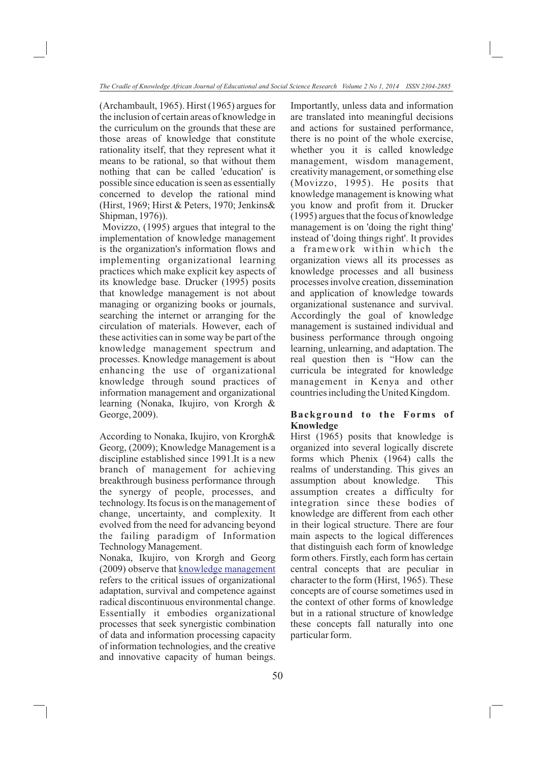(Archambault, 1965). Hirst (1965) argues for the inclusion of certain areas of knowledge in the curriculum on the grounds that these are those areas of knowledge that constitute rationality itself, that they represent what it means to be rational, so that without them nothing that can be called 'education' is possible since education is seen as essentially concerned to develop the rational mind (Hirst, 1969; Hirst & Peters, 1970; Jenkins& Shipman, 1976)).

Movizzo, (1995) argues that integral to the implementation of knowledge management is the organization's information flows and implementing organizational learning practices which make explicit key aspects of its knowledge base. Drucker (1995) posits that knowledge management is not about managing or organizing books or journals, searching the internet or arranging for the circulation of materials. However, each of these activities can in some way be part of the knowledge management spectrum and processes. Knowledge management is about enhancing the use of organizational knowledge through sound practices of information management and organizational learning (Nonaka, Ikujiro, von Krorgh & George, 2009).

According to Nonaka, Ikujiro, von Krorgh& Georg, (2009); Knowledge Management is a discipline established since 1991.It is a new branch of management for achieving breakthrough business performance through the synergy of people, processes, and technology. Its focus is on the management of change, uncertainty, and complexity. It evolved from the need for advancing beyond the failing paradigm of Information Technology Management.

Nonaka, Ikujiro, von Krorgh and Georg (2009) observe that knowledge management refers to the critical issues of organizational adaptation, survival and competence against radical discontinuous environmental change. Essentially it embodies organizational processes that seek synergistic combination of data and information processing capacity of information technologies, and the creative and innovative capacity of human beings. Importantly, unless data and information are translated into meaningful decisions and actions for sustained performance, there is no point of the whole exercise, whether you it is called knowledge management, wisdom management, creativity management, or something else (Movizzo, 1995). He posits that knowledge management is knowing what you know and profit from it. Drucker (1995) argues that the focus of knowledge management is on 'doing the right thing' instead of 'doing things right'. It provides a framework within which the organization views all its processes as knowledge processes and all business processes involve creation, dissemination and application of knowledge towards organizational sustenance and survival. Accordingly the goal of knowledge management is sustained individual and business performance through ongoing learning, unlearning, and adaptation. The real question then is "How can the curricula be integrated for knowledge management in Kenya and other countries including the United Kingdom.

## Background to the Forms of Knowledge

Hirst (1965) posits that knowledge is organized into several logically discrete forms which Phenix (1964) calls the realms of understanding. This gives an assumption about knowledge. This assumption creates a difficulty for integration since these bodies of knowledge are different from each other in their logical structure. There are four main aspects to the logical differences that distinguish each form of knowledge form others. Firstly, each form has certain central concepts that are peculiar in character to the form (Hirst, 1965). These concepts are of course sometimes used in the context of other forms of knowledge but in a rational structure of knowledge these concepts fall naturally into one particular form.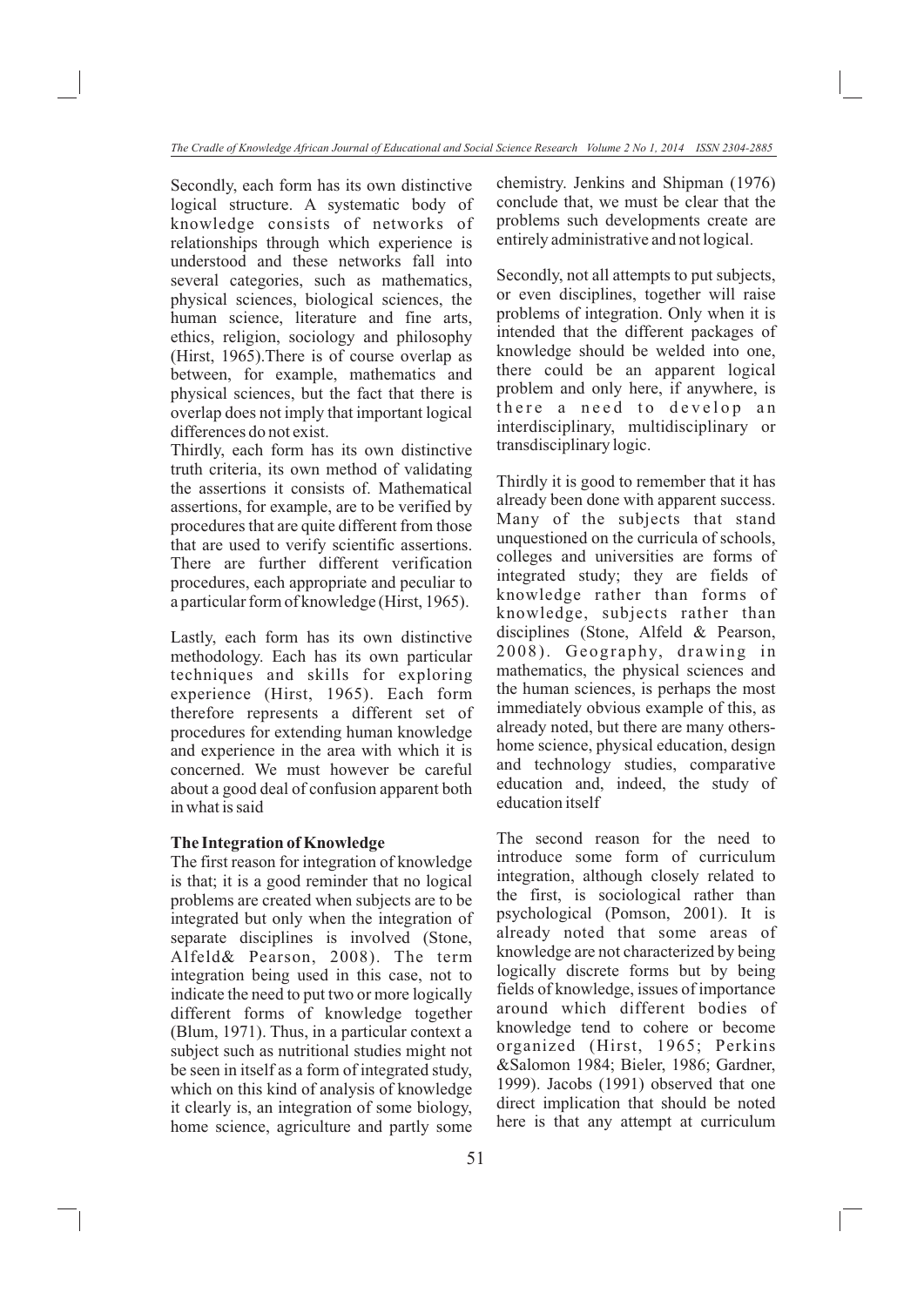Secondly, each form has its own distinctive logical structure. A systematic body of knowledge consists of networks of relationships through which experience is understood and these networks fall into several categories, such as mathematics, physical sciences, biological sciences, the human science, literature and fine arts, ethics, religion, sociology and philosophy (Hirst, 1965).There is of course overlap as between, for example, mathematics and physical sciences, but the fact that there is overlap does not imply that important logical differences do not exist.

Thirdly, each form has its own distinctive truth criteria, its own method of validating the assertions it consists of. Mathematical assertions, for example, are to be verified by procedures that are quite different from those that are used to verify scientific assertions. There are further different verification procedures, each appropriate and peculiar to a particular form of knowledge (Hirst, 1965).

Lastly, each form has its own distinctive methodology. Each has its own particular techniques and skills for exploring experience (Hirst, 1965). Each form therefore represents a different set of procedures for extending human knowledge and experience in the area with which it is concerned. We must however be careful about a good deal of confusion apparent both in what is said

**The Integration of Knowledge**

The first reason for integration of knowledge is that; it is a good reminder that no logical problems are created when subjects are to be integrated but only when the integration of separate disciplines is involved (Stone, Alfeld& Pearson, 2008). The term integration being used in this case, not to indicate the need to put two or more logically different forms of knowledge together (Blum, 1971). Thus, in a particular context a subject such as nutritional studies might not be seen in itself as a form of integrated study, which on this kind of analysis of knowledge it clearly is, an integration of some biology, home science, agriculture and partly some chemistry. Jenkins and Shipman (1976) conclude that, we must be clear that the problems such developments create are entirely administrative and not logical.

Secondly, not all attempts to put subjects, or even disciplines, together will raise problems of integration. Only when it is intended that the different packages of knowledge should be welded into one, there could be an apparent logical problem and only here, if anywhere, is there a need to develop an interdisciplinary, multidisciplinary or transdisciplinary logic.

Thirdly it is good to remember that it has already been done with apparent success. Many of the subjects that stand unquestioned on the curricula of schools, colleges and universities are forms of integrated study; they are fields of knowledge rather than forms of knowledge, subjects rather than disciplines (Stone, Alfeld & Pearson, 2008). Geography, drawing in mathematics, the physical sciences and the human sciences, is perhaps the most immediately obvious example of this, as already noted, but there are many others-home science, physical education, design and technology studies, comparative education and, indeed, the study of education itself

The second reason for the need to introduce some form of curriculum integration, although closely related to the first, is sociological rather than psychological (Pomson, 2001). It is already noted that some areas of knowledge are not characterized by being logically discrete forms but by being fields of knowledge, issues of importance around which different bodies of knowledge tend to cohere or become organized (Hirst, 1965; Perkins &Salomon 1984; Bieler, 1986; Gardner, 1999). Jacobs (1991) observed that one direct implication that should be noted here is that any attempt at curriculum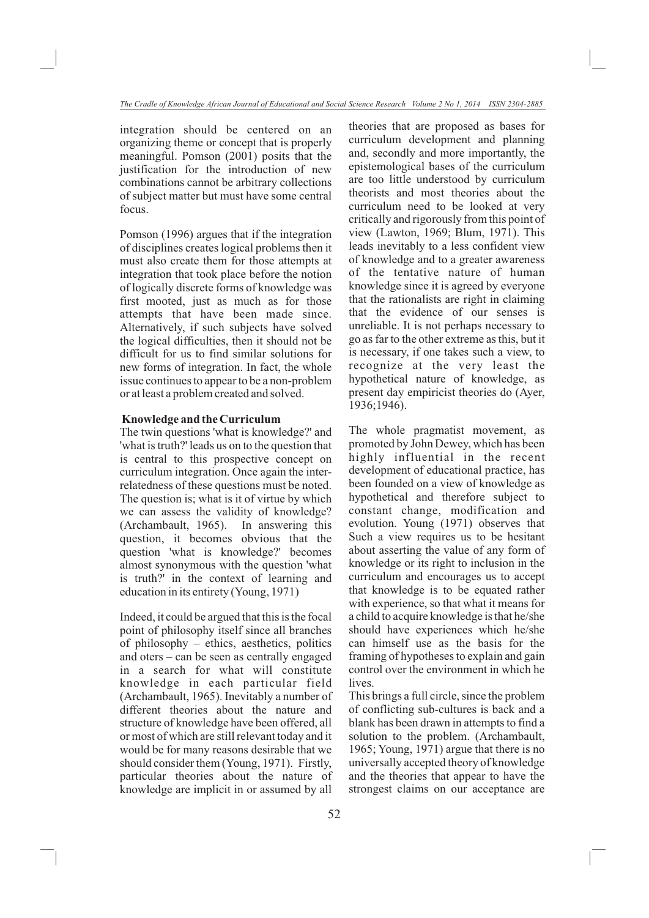integration should be centered on an organizing theme or concept that is properly meaningful. Pomson (2001) posits that the justification for the introduction of new combinations cannot be arbitrary collections of subject matter but must have some central focus.

Pomson (1996) argues that if the integration of disciplines creates logical problems then it must also create them for those attempts at integration that took place before the notion of logically discrete forms of knowledge was first mooted, just as much as for those attempts that have been made since. Alternatively, if such subjects have solved the logical difficulties, then it should not be difficult for us to find similar solutions for new forms of integration. In fact, the whole issue continues to appear to be a non-problem or at least a problem created and solved.

## Knowledge and the Curriculum

The twin questions 'what is knowledge?' and 'what is truth?' leads us on to the question that is central to this prospective concept on curriculum integration. Once again the inter-relatedness of these questions must be noted. The question is; what is it of virtue by which we can assess the validity of knowledge? (Archambault, 1965). In answering this question, it becomes obvious that the question 'what is knowledge?' becomes almost synonymous with the question 'what is truth?' in the context of learning and education in its entirety (Young, 1971)

Indeed, it could be argued that this is the focal point of philosophy itself since all branches of philosophy – ethics, aesthetics, politics and oters – can be seen as centrally engaged in a search for what will constitute knowledge in each particular field (Archambault, 1965). Inevitably a number of different theories about the nature and structure of knowledge have been offered, all or most of which are still relevant today and it would be for many reasons desirable that we should consider them (Young, 1971). Firstly, particular theories about the nature of knowledge are implicit in or assumed by all theories that are proposed as bases for curriculum development and planning and, secondly and more importantly, the epistemological bases of the curriculum are too little understood by curriculum theorists and most theories about the curriculum need to be looked at very critically and rigorously from this point of view (Lawton, 1969; Blum, 1971). This leads inevitably to a less confident view of knowledge and to a greater awareness of the tentative nature of human knowledge since it is agreed by everyone that the rationalists are right in claiming that the evidence of our senses is unreliable. It is not perhaps necessary to go as far to the other extreme as this, but it is necessary, if one takes such a view, to recognize at the very least the hypothetical nature of knowledge, as present day empiricist theories do (Ayer, 1936;1946).

The whole pragmatist movement, as promoted by John Dewey, which has been highly influential in the recent development of educational practice, has been founded on a view of knowledge as hypothetical and therefore subject to constant change, modification and evolution. Young (1971) observes that Such a view requires us to be hesitant about asserting the value of any form of knowledge or its right to inclusion in the curriculum and encourages us to accept that knowledge is to be equated rather with experience, so that what it means for a child to acquire knowledge is that he/she should have experiences which he/she can himself use as the basis for the framing of hypotheses to explain and gain control over the environment in which he lives.

This brings a full circle, since the problem of conflicting sub-cultures is back and a blank has been drawn in attempts to find a solution to the problem. (Archambault, 1965; Young, 1971) argue that there is no universally accepted theory of knowledge and the theories that appear to have the strongest claims on our acceptance are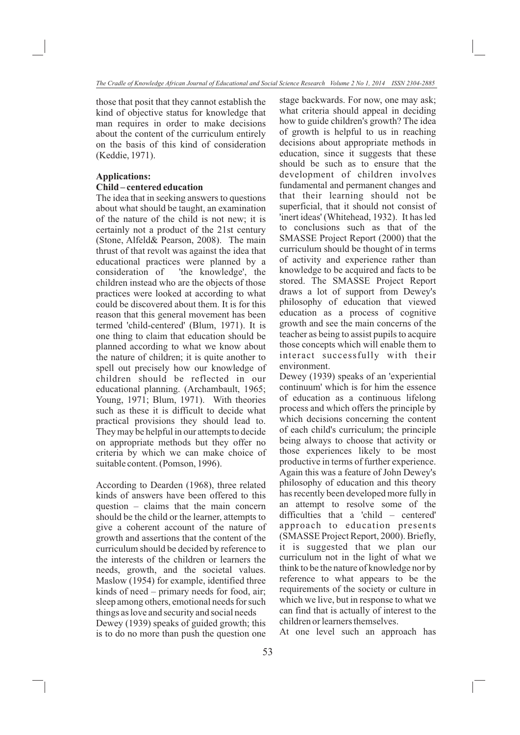those that posit that they cannot establish the kind of objective status for knowledge that man requires in order to make decisions about the content of the curriculum entirely on the basis of this kind of consideration (Keddie, 1971).

**Applications:**

**Child – centered education**

The idea that in seeking answers to questions about what should be taught, an examination of the nature of the child is not new; it is certainly not a product of the 21st century (Stone, Alfeld& Pearson, 2008). The main thrust of that revolt was against the idea that educational practices were planned by a consideration of 'the knowledge', the children instead who are the objects of those practices were looked at according to what could be discovered about them. It is for this reason that this general movement has been termed 'child-centered' (Blum, 1971). It is one thing to claim that education should be planned according to what we know about the nature of children; it is quite another to spell out precisely how our knowledge of children should be reflected in our educational planning. (Archambault, 1965; Young, 1971; Blum, 1971). With theories such as these it is difficult to decide what practical provisions they should lead to. They may be helpful in our attempts to decide on appropriate methods but they offer no criteria by which we can make choice of suitable content. (Pomson, 1996).

According to Dearden (1968), three related kinds of answers have been offered to this question – claims that the main concern should be the child or the learner, attempts to give a coherent account of the nature of growth and assertions that the content of the curriculum should be decided by reference to the interests of the children or learners the needs, growth, and the societal values. Maslow (1954) for example, identified three kinds of need – primary needs for food, air; sleep among others, emotional needs for such things as love and security and social needs

Dewey (1939) speaks of guided growth; this is to do no more than push the question one stage backwards. For now, one may ask; what criteria should appeal in deciding how to guide children's growth? The idea of growth is helpful to us in reaching decisions about appropriate methods in education, since it suggests that these should be such as to ensure that the development of children involves fundamental and permanent changes and that their learning should not be superficial, that it should not consist of 'inert ideas' (Whitehead, 1932). It has led to conclusions such as that of the SMASSE Project Report (2000) that the curriculum should be thought of in terms of activity and experience rather than knowledge to be acquired and facts to be stored. The SMASSE Project Report draws a lot of support from Dewey's philosophy of education that viewed education as a process of cognitive growth and see the main concerns of the teacher as being to assist pupils to acquire those concepts which will enable them to interact successfully with their environment.

Dewey (1939) speaks of an 'experiential continuum' which is for him the essence of education as a continuous lifelong process and which offers the principle by which decisions concerning the content of each child's curriculum; the principle being always to choose that activity or those experiences likely to be most productive in terms of further experience. Again this was a feature of John Dewey's philosophy of education and this theory has recently been developed more fully in an attempt to resolve some of the difficulties that a 'child – centered' approach to education presents (SMASSE Project Report, 2000). Briefly, it is suggested that we plan our curriculum not in the light of what we think to be the nature of knowledge nor by reference to what appears to be the requirements of the society or culture in which we live, but in response to what we can find that is actually of interest to the children or learners themselves.

At one level such an approach has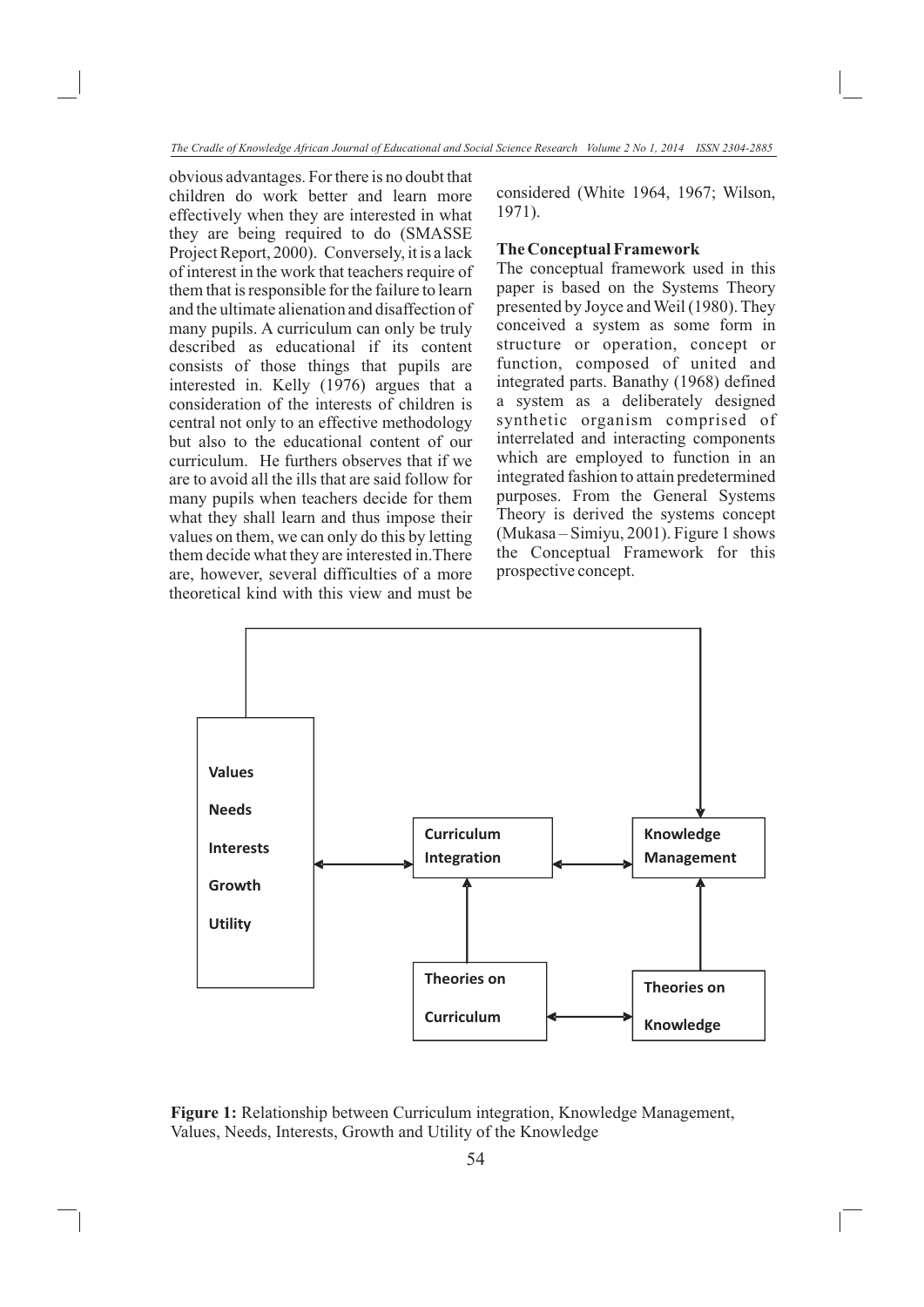obvious advantages. For there is no doubt that children do work better and learn more effectively when they are interested in what they are being required to do (SMASSE Project Report, 2000). Conversely, it is a lack of interest in the work that teachers require of them that is responsible for the failure to learn and the ultimate alienation and disaffection of many pupils. A curriculum can only be truly described as educational if its content consists of those things that pupils are interested in. Kelly (1976) argues that a consideration of the interests of children is central not only to an effective methodology but also to the educational content of our curriculum. He furthers observes that if we are to avoid all the ills that are said follow for many pupils when teachers decide for them what they shall learn and thus impose their values on them, we can only do this by letting them decide what they are interested in.There are, however, several difficulties of a more theoretical kind with this view and must be considered (White 1964, 1967; Wilson, 1971).

**The Conceptual Framework**

The conceptual framework used in this paper is based on the Systems Theory presented by Joyce and Weil (1980). They conceived a system as some form in structure or operation, concept or function, composed of united and integrated parts. Banathy (1968) defined a system as a deliberately designed synthetic organism comprised of interrelated and interacting components which are employed to function in an integrated fashion to attain predetermined purposes. From the General Systems Theory is derived the systems concept (Mukasa – Simiyu, 2001). Figure 1 shows the Conceptual Framework for this prospective concept.

Values

Needs

Interests

Growth

Utility

Curriculum Integration

Knowledge Management

Theories on Curriculum

Theories on Knowledge

**Figure 1:** Relationship between Curriculum integration, Knowledge Management, Values, Needs, Interests, Growth and Utility of the Knowledge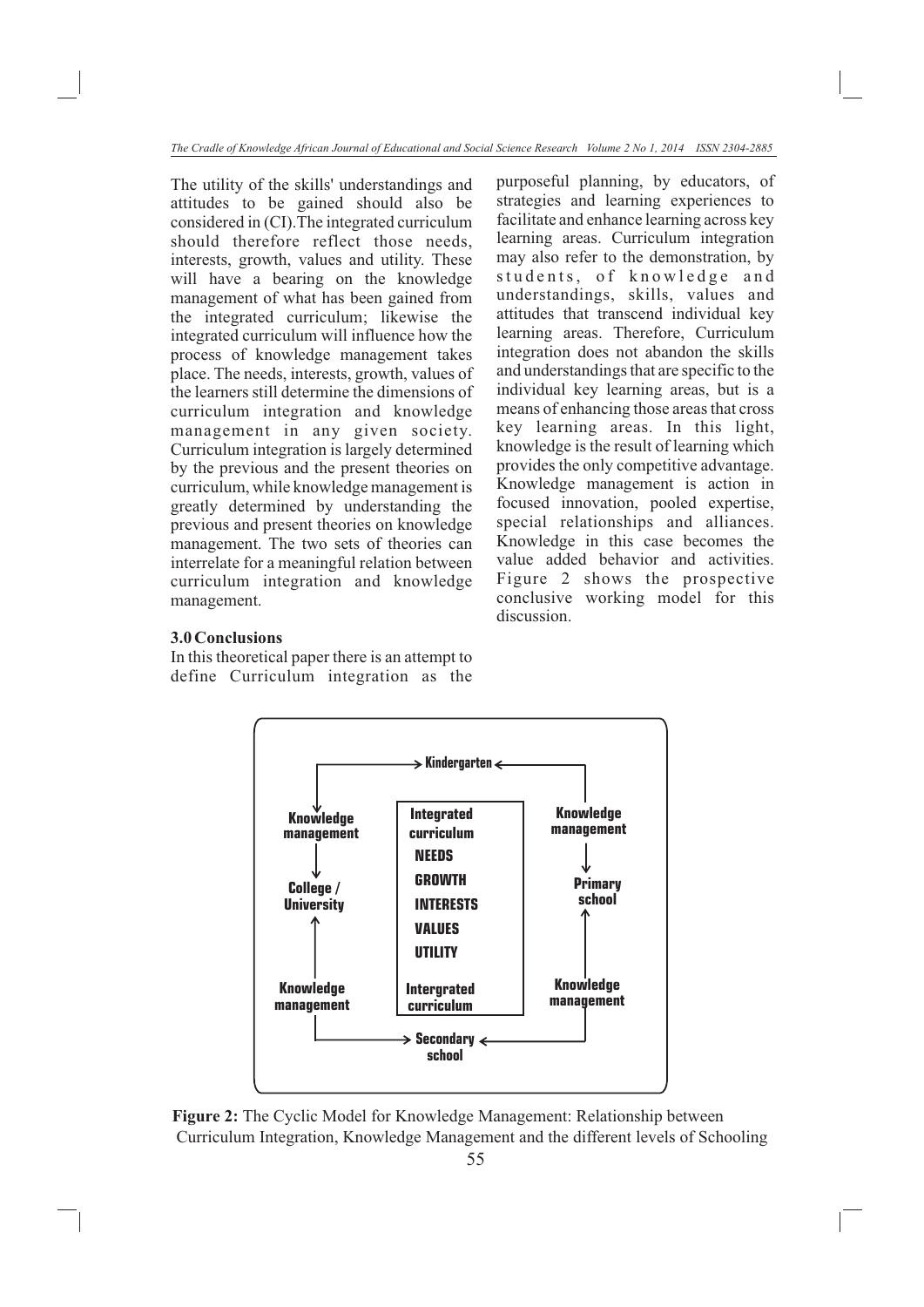The utility of the skills' understandings and attitudes to be gained should also be considered in (CI).The integrated curriculum should therefore reflect those needs, interests, growth, values and utility. These will have a bearing on the knowledge management of what has been gained from the integrated curriculum; likewise the integrated curriculum will influence how the process of knowledge management takes place. The needs, interests, growth, values of the learners still determine the dimensions of curriculum integration and knowledge management in any given society. Curriculum integration is largely determined by the previous and the present theories on curriculum, while knowledge management is greatly determined by understanding the previous and present theories on knowledge management. The two sets of theories can interrelate for a meaningful relation between curriculum integration and knowledge management.

### 3.0 Conclusions

In this theoretical paper there is an attempt to define Curriculum integration as the purposeful planning, by educators, of strategies and learning experiences to facilitate and enhance learning across key learning areas. Curriculum integration may also refer to the demonstration, by students, of knowledge and understandings, skills, values and attitudes that transcend individual key learning areas. Therefore, Curriculum integration does not abandon the skills and understandings that are specific to the individual key learning areas, but is a means of enhancing those areas that cross key learning areas. In this light, knowledge is the result of learning which provides the only competitive advantage. Knowledge management is action in focused innovation, pooled expertise, special relationships and alliances. Knowledge in this case becomes the value added behavior and activities. Figure 2 shows the prospective conclusive working model for this discussion.

**Figure 2:** The Cyclic Model for Knowledge Management: Relationship between Curriculum Integration, Knowledge Management and the different levels of Schooling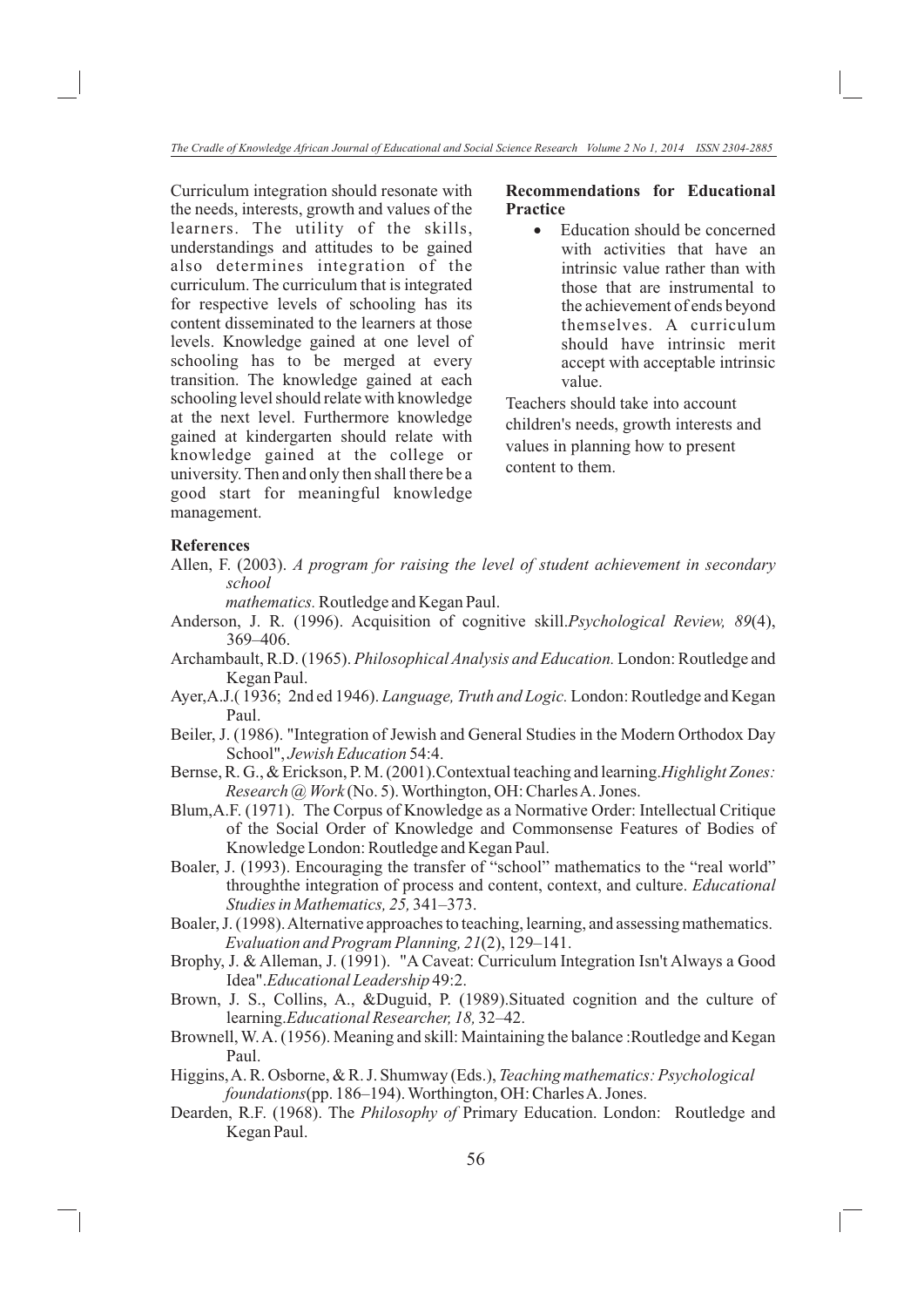Curriculum integration should resonate with the needs, interests, growth and values of the learners. The utility of the skills, understandings and attitudes to be gained also determines integration of the curriculum. The curriculum that is integrated for respective levels of schooling has its content disseminated to the learners at those levels. Knowledge gained at one level of schooling has to be merged at every transition. The knowledge gained at each schooling level should relate with knowledge at the next level. Furthermore knowledge gained at kindergarten should relate with knowledge gained at the college or university. Then and only then shall there be a good start for meaningful knowledge management.

**Recommendations for Educational Practice**

- Education should be concerned with activities that have an intrinsic value rather than with those that are instrumental to the achievement of ends beyond themselves. A curriculum should have intrinsic merit accept with acceptable intrinsic value.

Teachers should take into account children's needs, growth interests and values in planning how to present content to them.

**References**

Allen, F. (2003). *A program for raising the level of student achievement in secondary school mathematics.* Routledge and Kegan Paul.

Anderson, J. R. (1996). Acquisition of cognitive skill.*Psychological Review, 89*(4), 369–406.

Archambault, R.D. (1965). *Philosophical Analysis and Education.* London: Routledge and Kegan Paul.

Ayer,A.J.( 1936; 2nd ed 1946). *Language, Truth and Logic.* London: Routledge and Kegan Paul.

Beiler, J. (1986). "Integration of Jewish and General Studies in the Modern Orthodox Day School", *Jewish Education* 54:4.

Bernse, R. G., & Erickson, P. M. (2001).Contextual teaching and learning.*Highlight Zones: Research @ Work* (No. 5). Worthington, OH: Charles A. Jones.

Blum,A.F. (1971). The Corpus of Knowledge as a Normative Order: Intellectual Critique of the Social Order of Knowledge and Commonsense Features of Bodies of Knowledge London: Routledge and Kegan Paul.

Boaler, J. (1993). Encouraging the transfer of "school" mathematics to the "real world" throughthe integration of process and content, context, and culture. *Educational Studies in Mathematics, 25,* 341–373.

Boaler, J. (1998). Alternative approaches to teaching, learning, and assessing mathematics. *Evaluation and Program Planning, 21*(2), 129–141.

Brophy, J. & Alleman, J. (1991). "A Caveat: Curriculum Integration Isn't Always a Good Idea".*Educational Leadership* 49:2.

Brown, J. S., Collins, A., &Duguid, P. (1989).Situated cognition and the culture of learning.*Educational Researcher, 18,* 32–42.

Brownell, W. A. (1956). Meaning and skill: Maintaining the balance :Routledge and Kegan Paul.

Higgins, A. R. Osborne, & R. J. Shumway (Eds.), *Teaching mathematics: Psychological foundations*(pp. 186–194). Worthington, OH: Charles A. Jones.

Dearden, R.F. (1968). The *Philosophy of* Primary Education. London: Routledge and Kegan Paul.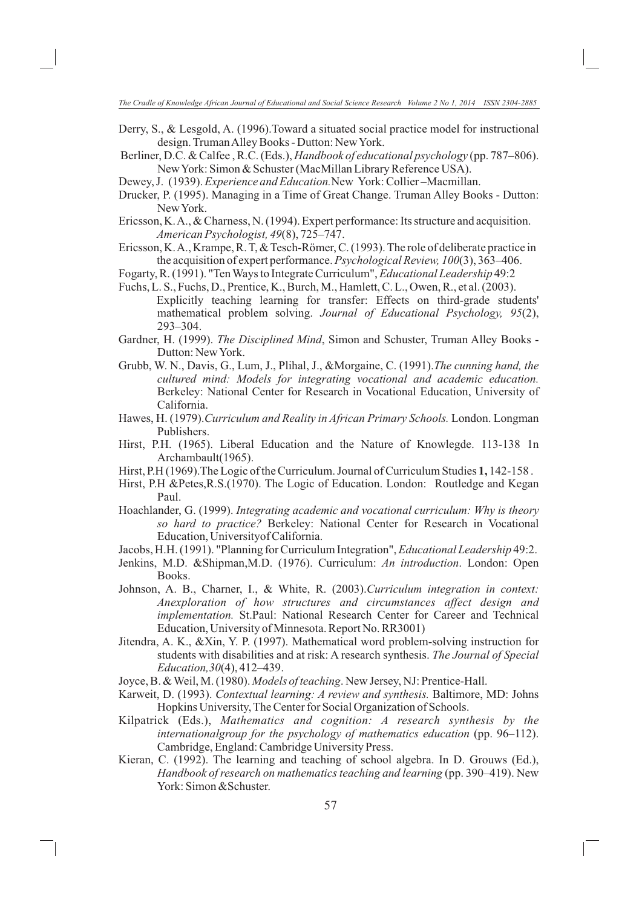Derry, S., & Lesgold, A. (1996).Toward a situated social practice model for instructional design. Truman Alley Books - Dutton: New York.

Berliner, D.C. & Calfee , R.C. (Eds.), *Handbook of educational psychology* (pp. 787–806). New York: Simon & Schuster (MacMillan Library Reference USA).

Dewey, J. (1939). *Experience and Education.*New York: Collier –Macmillan.

Drucker, P. (1995). Managing in a Time of Great Change. Truman Alley Books - Dutton: New York.

Ericsson, K. A., & Charness, N. (1994). Expert performance: Its structure and acquisition. *American Psychologist, 49*(8), 725–747.

Ericsson, K. A., Krampe, R. T, & Tesch-Römer, C. (1993). The role of deliberate practice in the acquisition of expert performance. *Psychological Review, 100*(3), 363–406.

Fogarty, R. (1991). "Ten Ways to Integrate Curriculum", *Educational Leadership* 49:2

Fuchs, L. S., Fuchs, D., Prentice, K., Burch, M., Hamlett, C. L., Owen, R., et al. (2003). Explicitly teaching learning for transfer: Effects on third-grade students' mathematical problem solving. *Journal of Educational Psychology, 95*(2), 293–304.

Gardner, H. (1999). *The Disciplined Mind*, Simon and Schuster, Truman Alley Books - Dutton: New York.

Grubb, W. N., Davis, G., Lum, J., Plihal, J., &Morgaine, C. (1991).*The cunning hand, the cultured mind: Models for integrating vocational and academic education.* Berkeley: National Center for Research in Vocational Education, University of California.

Hawes, H. (1979).*Curriculum and Reality in African Primary Schools.* London. Longman Publishers.

Hirst, P.H. (1965). Liberal Education and the Nature of Knowlegde. 113-138 1n Archambault(1965).

Hirst, P.H (1969).The Logic of the Curriculum. Journal of Curriculum Studies **1,** 142-158 .

Hirst, P.H &Petes,R.S.(1970). The Logic of Education. London: Routledge and Kegan Paul.

Hoachlander, G. (1999). *Integrating academic and vocational curriculum: Why is theory so hard to practice?* Berkeley: National Center for Research in Vocational Education, Universityof California.

Jacobs, H.H. (1991). "Planning for Curriculum Integration", *Educational Leadership* 49:2.

Jenkins, M.D. &Shipman,M.D. (1976). Curriculum: *An introduction*. London: Open Books.

Johnson, A. B., Charner, I., & White, R. (2003).*Curriculum integration in context: Anexploration of how structures and circumstances affect design and implementation.* St.Paul: National Research Center for Career and Technical Education, University of Minnesota. Report No. RR3001)

Jitendra, A. K., &Xin, Y. P. (1997). Mathematical word problem-solving instruction for students with disabilities and at risk: A research synthesis. *The Journal of Special Education,30*(4), 412–439.

Joyce, B. & Weil, M. (1980). *Models of teaching*. New Jersey, NJ: Prentice-Hall.

Karweit, D. (1993). *Contextual learning: A review and synthesis.* Baltimore, MD: Johns Hopkins University, The Center for Social Organization of Schools.

Kilpatrick (Eds.), *Mathematics and cognition: A research synthesis by the internationalgroup for the psychology of mathematics education* (pp. 96–112). Cambridge, England: Cambridge University Press.

Kieran, C. (1992). The learning and teaching of school algebra. In D. Grouws (Ed.), *Handbook of research on mathematics teaching and learning* (pp. 390–419). New York: Simon &Schuster.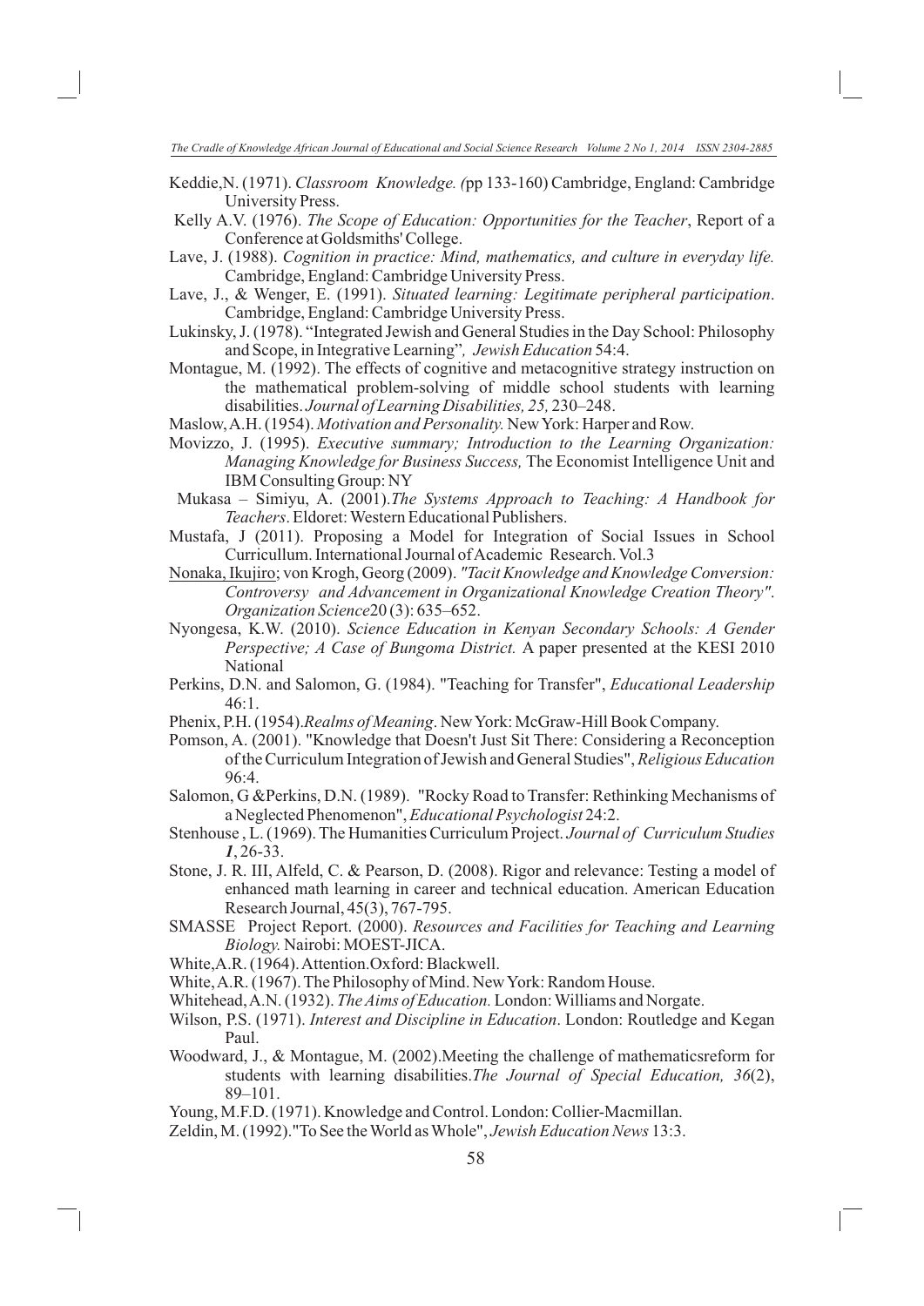Keddie,N. (1971). *Classroom Knowledge. (*pp 133-160) Cambridge, England: Cambridge University Press.

Kelly A.V. (1976). *The Scope of Education: Opportunities for the Teacher*, Report of a Conference at Goldsmiths' College.

Lave, J. (1988). *Cognition in practice: Mind, mathematics, and culture in everyday life.* Cambridge, England: Cambridge University Press.

Lave, J., & Wenger, E. (1991). *Situated learning: Legitimate peripheral participation*. Cambridge, England: Cambridge University Press.

Lukinsky, J. (1978). "Integrated Jewish and General Studies in the Day School: Philosophy and Scope, in Integrative Learning", *Jewish Education* 54:4.

Montague, M. (1992). The effects of cognitive and metacognitive strategy instruction on the mathematical problem-solving of middle school students with learning disabilities. *Journal of Learning Disabilities, 25,* 230–248.

Maslow, A.H. (1954). *Motivation and Personality.* New York: Harper and Row.

Movizzo, J. (1995). *Executive summary; Introduction to the Learning Organization: Managing Knowledge for Business Success,* The Economist Intelligence Unit and IBM Consulting Group: NY

Mukasa – Simiyu, A. (2001).*The Systems Approach to Teaching: A Handbook for Teachers*. Eldoret: Western Educational Publishers.

Mustafa, J (2011). Proposing a Model for Integration of Social Issues in School Curricullum. International Journal of Academic Research. Vol.3

Nonaka, Ikujiro; von Krogh, Georg (2009). *"Tacit Knowledge and Knowledge Conversion: Controversy and Advancement in Organizational Knowledge Creation Theory"*. *Organization Science* 20 (3): 635–652.

Nyongesa, K.W. (2010). *Science Education in Kenyan Secondary Schools: A Gender Perspective; A Case of Bungoma District.* A paper presented at the KESI 2010 National

Perkins, D.N. and Salomon, G. (1984). "Teaching for Transfer", *Educational Leadership* 46:1.

Phenix, P.H. (1954).*Realms of Meaning*. New York: McGraw-Hill Book Company.

Pomson, A. (2001). "Knowledge that Doesn't Just Sit There: Considering a Reconception of the Curriculum Integration of Jewish and General Studies", *Religious Education* 96:4.

Salomon, G &Perkins, D.N. (1989). "Rocky Road to Transfer: Rethinking Mechanisms of a Neglected Phenomenon", *Educational Psychologist* 24:2.

Stenhouse , L. (1969). The Humanities Curriculum Project. *Journal of Curriculum Studies* ***1***, 26-33.

Stone, J. R. III, Alfeld, C. & Pearson, D. (2008). Rigor and relevance: Testing a model of enhanced math learning in career and technical education. American Education Research Journal, 45(3), 767-795.

SMASSE Project Report. (2000). *Resources and Facilities for Teaching and Learning Biology.* Nairobi: MOEST-JICA.

White,A.R. (1964). Attention.Oxford: Blackwell.

White, A.R. (1967). The Philosophy of Mind. New York: Random House.

Whitehead, A.N. (1932). *The Aims of Education.* London: Williams and Norgate.

Wilson, P.S. (1971). *Interest and Discipline in Education*. London: Routledge and Kegan Paul.

Woodward, J., & Montague, M. (2002).Meeting the challenge of mathematicsreform for students with learning disabilities.*The Journal of Special Education, 36*(2), 89–101.

Young, M.F.D. (1971). Knowledge and Control. London: Collier-Macmillan.

Zeldin, M. (1992)."To See the World as Whole", *Jewish Education News* 13:3.